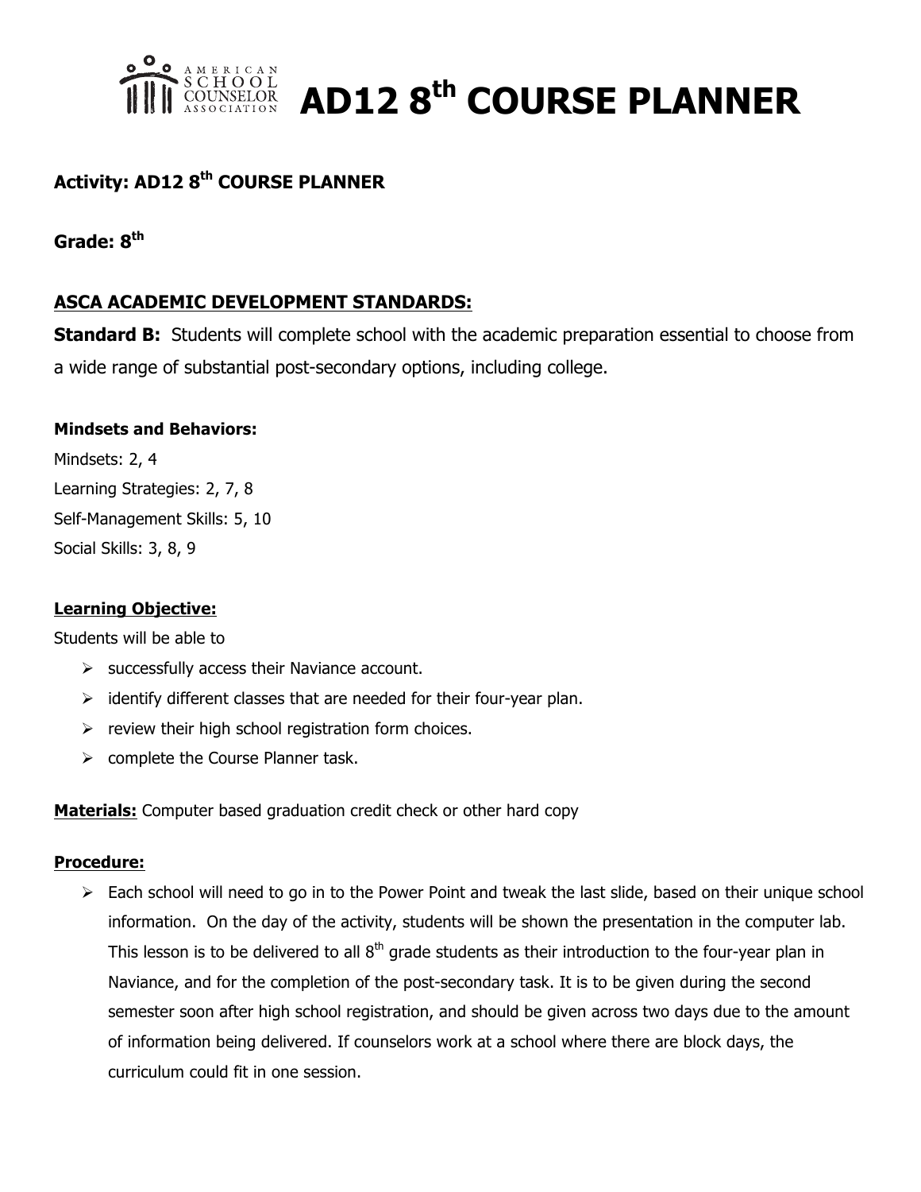# AD12 8th COURSE PLANNER

**Activity: AD12 8th COURSE PLANNER**

**Grade: 8th**

## ASCA ACADEMIC DEVELOPMENT STANDARDS:

**Standard B:** Students will complete school with the academic preparation essential to choose from a wide range of substantial post-secondary options, including college.

**Mindsets and Behaviors:**

Mindsets: 2, 4
Learning Strategies: 2, 7, 8
Self-Management Skills: 5, 10
Social Skills: 3, 8, 9

**Learning Objective:**

Students will be able to

- successfully access their Naviance account.
- identify different classes that are needed for their four-year plan.
- review their high school registration form choices.
- complete the Course Planner task.

**Materials:** Computer based graduation credit check or other hard copy

**Procedure:**

- Each school will need to go in to the Power Point and tweak the last slide, based on their unique school information. On the day of the activity, students will be shown the presentation in the computer lab. This lesson is to be delivered to all 8th grade students as their introduction to the four-year plan in Naviance, and for the completion of the post-secondary task. It is to be given during the second semester soon after high school registration, and should be given across two days due to the amount of information being delivered. If counselors work at a school where there are block days, the curriculum could fit in one session.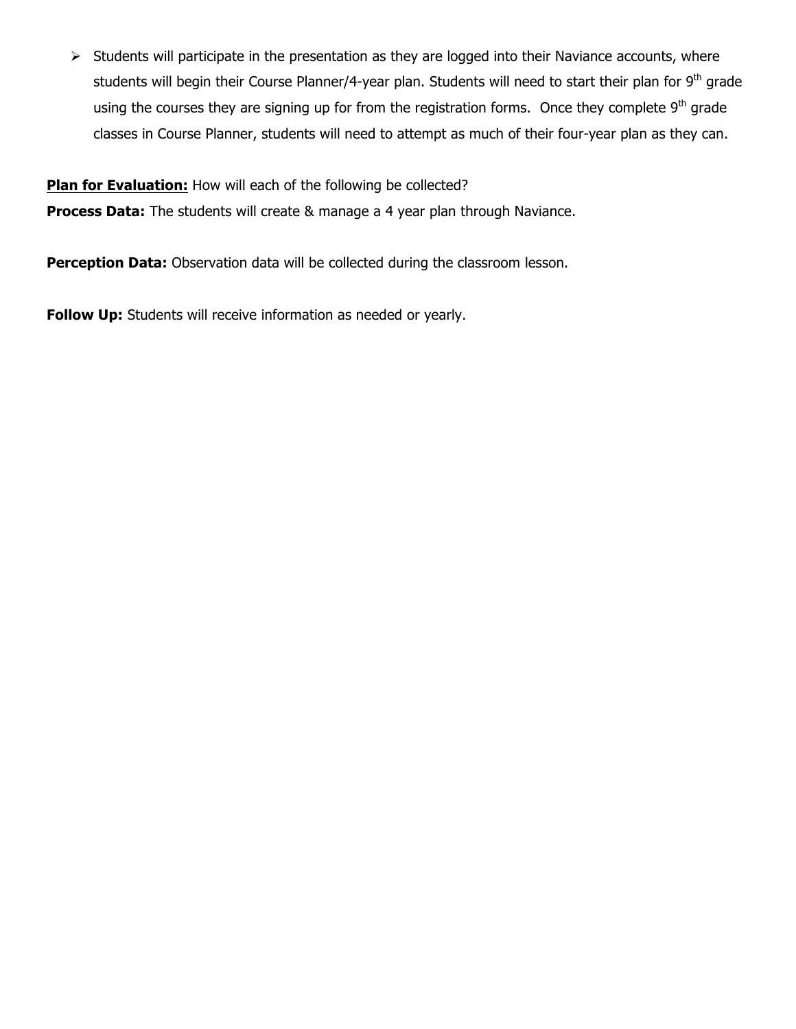- Students will participate in the presentation as they are logged into their Naviance accounts, where students will begin their Course Planner/4-year plan. Students will need to start their plan for 9th grade using the courses they are signing up for from the registration forms. Once they complete 9th grade classes in Course Planner, students will need to attempt as much of their four-year plan as they can.

**Plan for Evaluation:** How will each of the following be collected?

**Process Data:** The students will create & manage a 4 year plan through Naviance.

**Perception Data:** Observation data will be collected during the classroom lesson.

**Follow Up:** Students will receive information as needed or yearly.